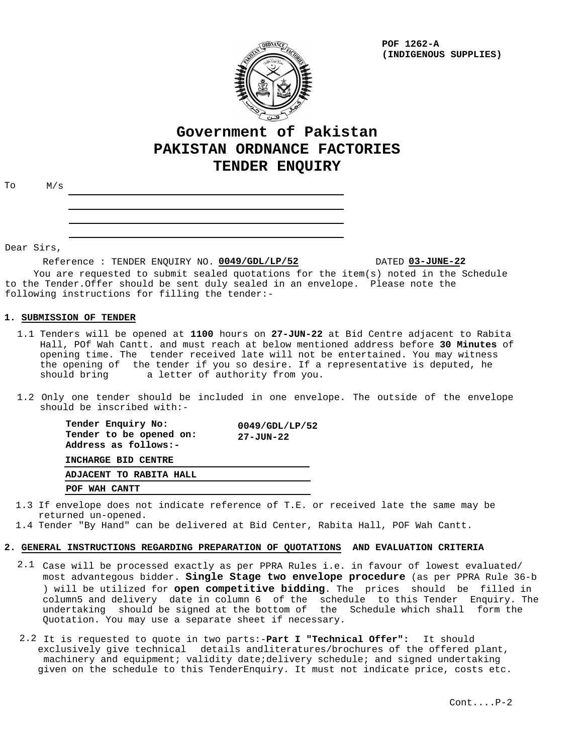POF 1262-A
(INDIGENOUS SUPPLIES)

# Government of Pakistan
# PAKISTAN ORDNANCE FACTORIES
# TENDER ENQUIRY

To M/s ______________________________

______________________________

______________________________

______________________________

Dear Sirs,

Reference : TENDER ENQUIRY NO. **0049/GDL/LP/52** DATED **03-JUNE-22**

You are requested to submit sealed quotations for the item(s) noted in the Schedule to the Tender.Offer should be sent duly sealed in an envelope. Please note the following instructions for filling the tender:-

**1. SUBMISSION OF TENDER**

1.1 Tenders will be opened at **1100** hours on **27-JUN-22** at Bid Centre adjacent to Rabita Hall, POf Wah Cantt. and must reach at below mentioned address before **30 Minutes** of opening time. The tender received late will not be entertained. You may witness the opening of the tender if you so desire. If a representative is deputed, he should bring a letter of authority from you.

1.2 Only one tender should be included in one envelope. The outside of the envelope should be inscribed with:-

**Tender Enquiry No:** **0049/GDL/LP/52**
**Tender to be opened on:** **27-JUN-22**
**Address as follows:-**

**INCHARGE BID CENTRE**
**ADJACENT TO RABITA HALL**
**POF WAH CANTT**

1.3 If envelope does not indicate reference of T.E. or received late the same may be returned un-opened.

1.4 Tender "By Hand" can be delivered at Bid Center, Rabita Hall, POF Wah Cantt.

**2. GENERAL INSTRUCTIONS REGARDING PREPARATION OF QUOTATIONS AND EVALUATION CRITERIA**

2.1 Case will be processed exactly as per PPRA Rules i.e. in favour of lowest evaluated/ most advantegous bidder. **Single Stage two envelope procedure** (as per PPRA Rule 36-b ) will be utilized for **open competitive bidding**. The prices should be filled in column5 and delivery date in column 6 of the schedule to this Tender Enquiry. The undertaking should be signed at the bottom of the Schedule which shall form the Quotation. You may use a separate sheet if necessary.

2.2 It is requested to quote in two parts:-**Part I "Technical Offer":** It should exclusively give technical details andliteratures/brochures of the offered plant, machinery and equipment; validity date;delivery schedule; and signed undertaking given on the schedule to this TenderEnquiry. It must not indicate price, costs etc.

Cont....P-2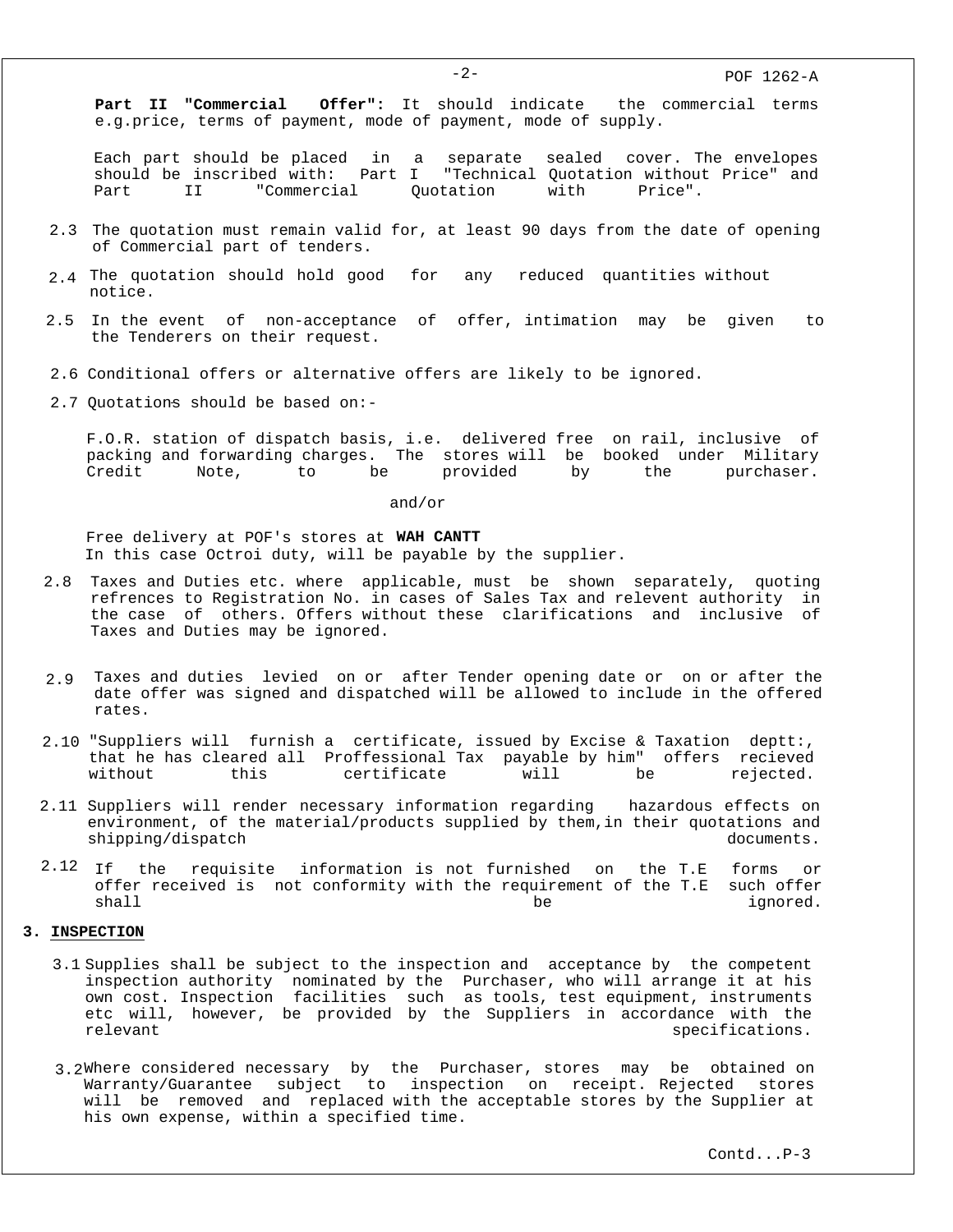**Part II "Commercial Offer":** It should indicate the commercial terms e.g.price, terms of payment, mode of payment, mode of supply.

Each part should be placed in a separate sealed cover. The envelopes should be inscribed with: Part I "Technical Quotation without Price" and Part II "Commercial Quotation with Price".

2.3 The quotation must remain valid for, at least 90 days from the date of opening of Commercial part of tenders.

2.4 The quotation should hold good for any reduced quantities without notice.

2.5 In the event of non-acceptance of offer, intimation may be given to the Tenderers on their request.

2.6 Conditional offers or alternative offers are likely to be ignored.

2.7 Quotations should be based on:-

F.O.R. station of dispatch basis, i.e. delivered free on rail, inclusive of packing and forwarding charges. The stores will be booked under Military Credit Note, to be provided by the purchaser.

and/or

Free delivery at POF's stores at **WAH CANTT**
In this case Octroi duty, will be payable by the supplier.

2.8 Taxes and Duties etc. where applicable, must be shown separately, quoting refrences to Registration No. in cases of Sales Tax and relevent authority in the case of others. Offers without these clarifications and inclusive of Taxes and Duties may be ignored.

2.9 Taxes and duties levied on or after Tender opening date or on or after the date offer was signed and dispatched will be allowed to include in the offered rates.

2.10 "Suppliers will furnish a certificate, issued by Excise & Taxation deptt:, that he has cleared all Proffessional Tax payable by him" offers recieved without this certificate will be rejected.

2.11 Suppliers will render necessary information regarding hazardous effects on environment, of the material/products supplied by them,in their quotations and shipping/dispatch documents.

2.12 If the requisite information is not furnished on the T.E forms or offer received is not conformity with the requirement of the T.E such offer shall be ignored.

## 3. INSPECTION

3.1 Supplies shall be subject to the inspection and acceptance by the competent inspection authority nominated by the Purchaser, who will arrange it at his own cost. Inspection facilities such as tools, test equipment, instruments etc will, however, be provided by the Suppliers in accordance with the relevant specifications.

3.2 Where considered necessary by the Purchaser, stores may be obtained on Warranty/Guarantee subject to inspection on receipt. Rejected stores will be removed and replaced with the acceptable stores by the Supplier at his own expense, within a specified time.

Contd...P-3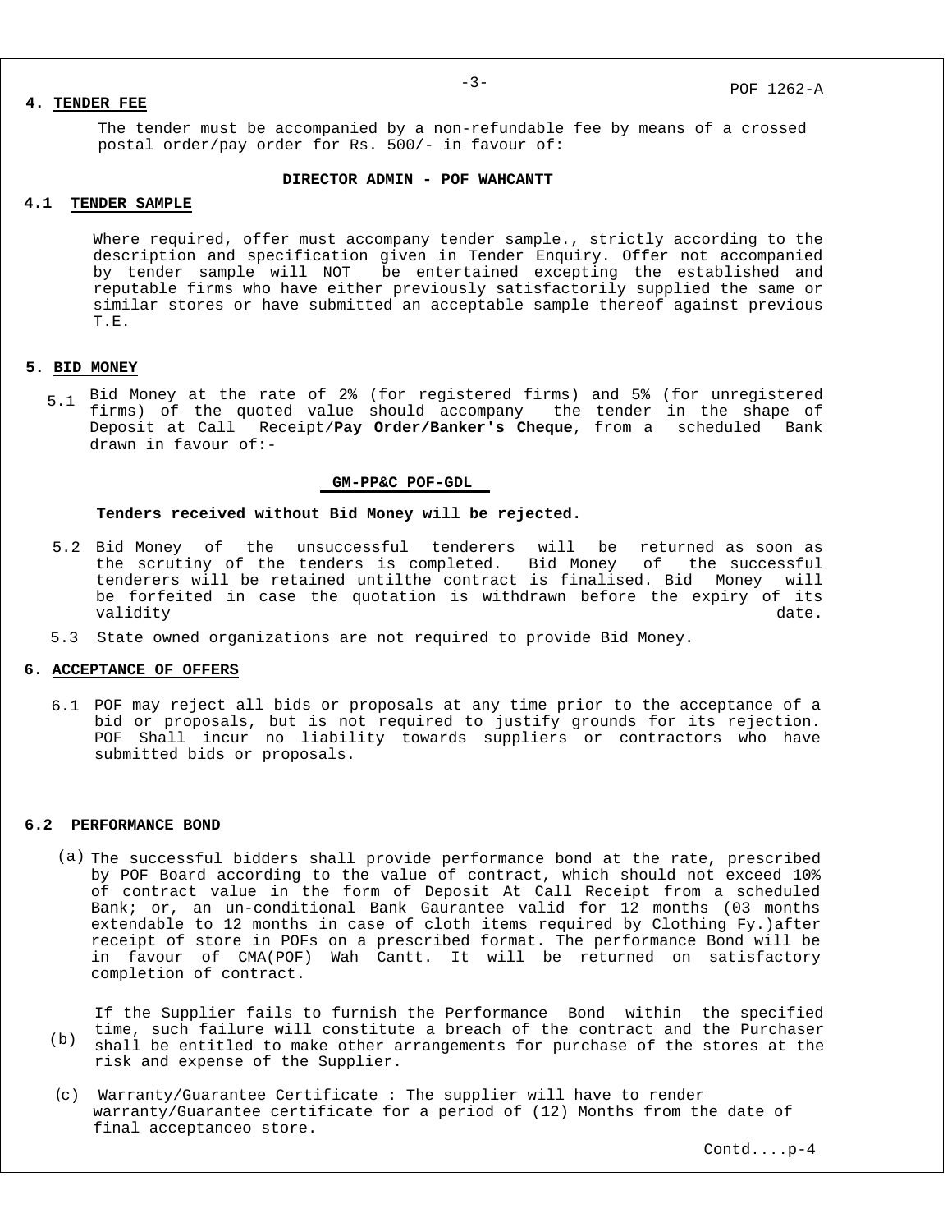## 4. TENDER FEE

The tender must be accompanied by a non-refundable fee by means of a crossed postal order/pay order for Rs. 500/- in favour of:

**DIRECTOR ADMIN - POF WAHCANTT**

### 4.1 TENDER SAMPLE

Where required, offer must accompany tender sample., strictly according to the description and specification given in Tender Enquiry. Offer not accompanied by tender sample will NOT be entertained excepting the established and reputable firms who have either previously satisfactorily supplied the same or similar stores or have submitted an acceptable sample thereof against previous T.E.

## 5. BID MONEY

5.1 Bid Money at the rate of 2% (for registered firms) and 5% (for unregistered firms) of the quoted value should accompany the tender in the shape of Deposit at Call Receipt/**Pay Order/Banker's Cheque**, from a scheduled Bank drawn in favour of:-

**GM-PP&C POF-GDL**

**Tenders received without Bid Money will be rejected.**

5.2 Bid Money of the unsuccessful tenderers will be returned as soon as the scrutiny of the tenders is completed. Bid Money of the successful tenderers will be retained untilthe contract is finalised. Bid Money will be forfeited in case the quotation is withdrawn before the expiry of its validity date.

5.3 State owned organizations are not required to provide Bid Money.

## 6. ACCEPTANCE OF OFFERS

6.1 POF may reject all bids or proposals at any time prior to the acceptance of a bid or proposals, but is not required to justify grounds for its rejection. POF Shall incur no liability towards suppliers or contractors who have submitted bids or proposals.

### 6.2 PERFORMANCE BOND

(a) The successful bidders shall provide performance bond at the rate, prescribed by POF Board according to the value of contract, which should not exceed 10% of contract value in the form of Deposit At Call Receipt from a scheduled Bank; or, an un-conditional Bank Gaurantee valid for 12 months (03 months extendable to 12 months in case of cloth items required by Clothing Fy.)after receipt of store in POFs on a prescribed format. The performance Bond will be in favour of CMA(POF) Wah Cantt. It will be returned on satisfactory completion of contract.

(b) If the Supplier fails to furnish the Performance Bond within the specified time, such failure will constitute a breach of the contract and the Purchaser shall be entitled to make other arrangements for purchase of the stores at the risk and expense of the Supplier.

(c) Warranty/Guarantee Certificate : The supplier will have to render warranty/Guarantee certificate for a period of (12) Months from the date of final acceptanceo store.

Contd....p-4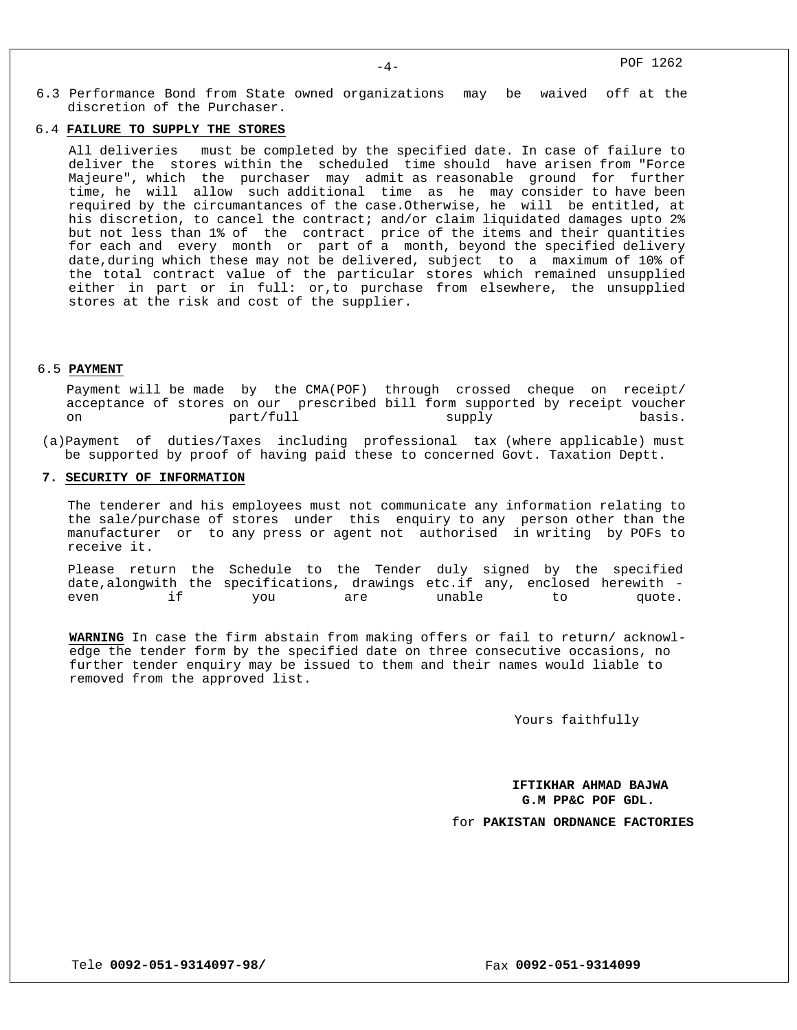6.3 Performance Bond from State owned organizations may be waived off at the discretion of the Purchaser.

6.4 **FAILURE TO SUPPLY THE STORES**

All deliveries must be completed by the specified date. In case of failure to deliver the stores within the scheduled time should have arisen from "Force Majeure", which the purchaser may admit as reasonable ground for further time, he will allow such additional time as he may consider to have been required by the circumantances of the case.Otherwise, he will be entitled, at his discretion, to cancel the contract; and/or claim liquidated damages upto 2% but not less than 1% of the contract price of the items and their quantities for each and every month or part of a month, beyond the specified delivery date,during which these may not be delivered, subject to a maximum of 10% of the total contract value of the particular stores which remained unsupplied either in part or in full: or,to purchase from elsewhere, the unsupplied stores at the risk and cost of the supplier.

6.5 **PAYMENT**

Payment will be made by the CMA(POF) through crossed cheque on receipt/ acceptance of stores on our prescribed bill form supported by receipt voucher on part/full supply basis.

(a)Payment of duties/Taxes including professional tax (where applicable) must be supported by proof of having paid these to concerned Govt. Taxation Deptt.

**7. SECURITY OF INFORMATION**

The tenderer and his employees must not communicate any information relating to the sale/purchase of stores under this enquiry to any person other than the manufacturer or to any press or agent not authorised in writing by POFs to receive it.

Please return the Schedule to the Tender duly signed by the specified date,alongwith the specifications, drawings etc.if any, enclosed herewith - even if you are unable to quote.

**WARNING** In case the firm abstain from making offers or fail to return/ acknowledge the tender form by the specified date on three consecutive occasions, no further tender enquiry may be issued to them and their names would liable to removed from the approved list.

Yours faithfully

**IFTIKHAR AHMAD BAJWA**
**G.M PP&C POF GDL.**

for **PAKISTAN ORDNANCE FACTORIES**

Tele **0092-051-9314097-98/** Fax **0092-051-9314099**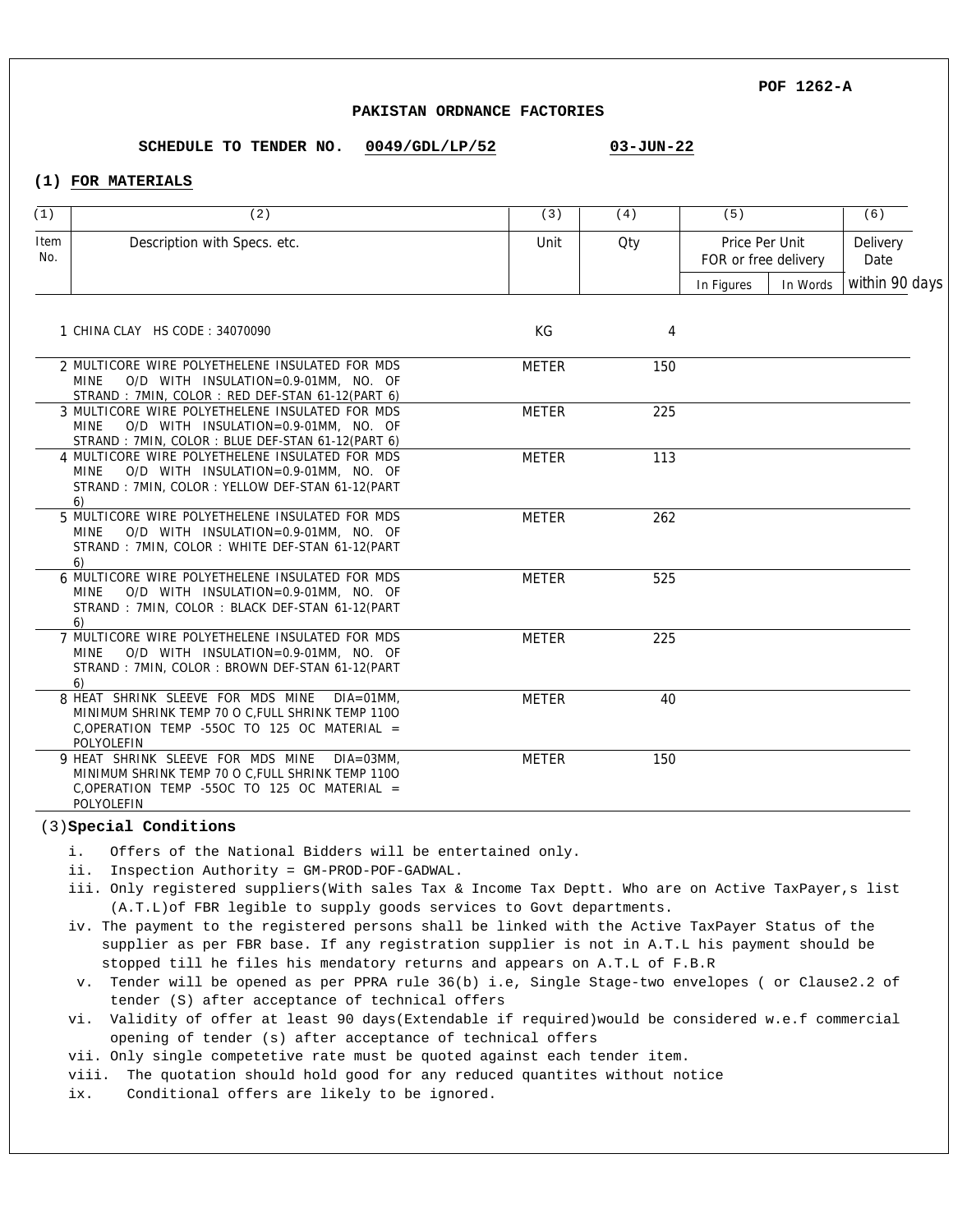POF 1262-A

## PAKISTAN ORDNANCE FACTORIES

**SCHEDULE TO TENDER NO. 0049/GDL/LP/52 03-JUN-22**

### (1) FOR MATERIALS

| (1) | (2) | (3) | (4) | (5) | | (6) |
|---|---|---|---|---|---|---|
| Item No. | Description with Specs. etc. | Unit | Qty | Price Per Unit FOR or free delivery | | Delivery Date |
| | | | | In Figures | In Words | within 90 days |
| 1 | CHINA CLAY HS CODE : 34070090 | KG | 4 | | | |
| 2 | MULTICORE WIRE POLYETHELENE INSULATED FOR MDS MINE O/D WITH INSULATION=0.9-01MM, NO. OF STRAND : 7MIN, COLOR : RED DEF-STAN 61-12(PART 6) | METER | 150 | | | |
| 3 | MULTICORE WIRE POLYETHELENE INSULATED FOR MDS MINE O/D WITH INSULATION=0.9-01MM, NO. OF STRAND : 7MIN, COLOR : BLUE DEF-STAN 61-12(PART 6) | METER | 225 | | | |
| 4 | MULTICORE WIRE POLYETHELENE INSULATED FOR MDS MINE O/D WITH INSULATION=0.9-01MM, NO. OF STRAND : 7MIN, COLOR : YELLOW DEF-STAN 61-12(PART 6) | METER | 113 | | | |
| 5 | MULTICORE WIRE POLYETHELENE INSULATED FOR MDS MINE O/D WITH INSULATION=0.9-01MM, NO. OF STRAND : 7MIN, COLOR : WHITE DEF-STAN 61-12(PART 6) | METER | 262 | | | |
| 6 | MULTICORE WIRE POLYETHELENE INSULATED FOR MDS MINE O/D WITH INSULATION=0.9-01MM, NO. OF STRAND : 7MIN, COLOR : BLACK DEF-STAN 61-12(PART 6) | METER | 525 | | | |
| 7 | MULTICORE WIRE POLYETHELENE INSULATED FOR MDS MINE O/D WITH INSULATION=0.9-01MM, NO. OF STRAND : 7MIN, COLOR : BROWN DEF-STAN 61-12(PART 6) | METER | 225 | | | |
| 8 | HEAT SHRINK SLEEVE FOR MDS MINE DIA=01MM, MINIMUM SHRINK TEMP 70 O C,FULL SHRINK TEMP 110O C,OPERATION TEMP -55OC TO 125 OC MATERIAL = POLYOLEFIN | METER | 40 | | | |
| 9 | HEAT SHRINK SLEEVE FOR MDS MINE DIA=03MM, MINIMUM SHRINK TEMP 70 O C,FULL SHRINK TEMP 110O C,OPERATION TEMP -55OC TO 125 OC MATERIAL = POLYOLEFIN | METER | 150 | | | |

### (3) Special Conditions

i. Offers of the National Bidders will be entertained only.

ii. Inspection Authority = GM-PROD-POF-GADWAL.

iii. Only registered suppliers(With sales Tax & Income Tax Deptt. Who are on Active TaxPayer,s list (A.T.L)of FBR legible to supply goods services to Govt departments.

iv. The payment to the registered persons shall be linked with the Active TaxPayer Status of the supplier as per FBR base. If any registration supplier is not in A.T.L his payment should be stopped till he files his mendatory returns and appears on A.T.L of F.B.R

v. Tender will be opened as per PPRA rule 36(b) i.e, Single Stage-two envelopes ( or Clause2.2 of tender (S) after acceptance of technical offers

vi. Validity of offer at least 90 days(Extendable if required)would be considered w.e.f commercial opening of tender (s) after acceptance of technical offers

vii. Only single competetive rate must be quoted against each tender item.

viii. The quotation should hold good for any reduced quantites without notice

ix. Conditional offers are likely to be ignored.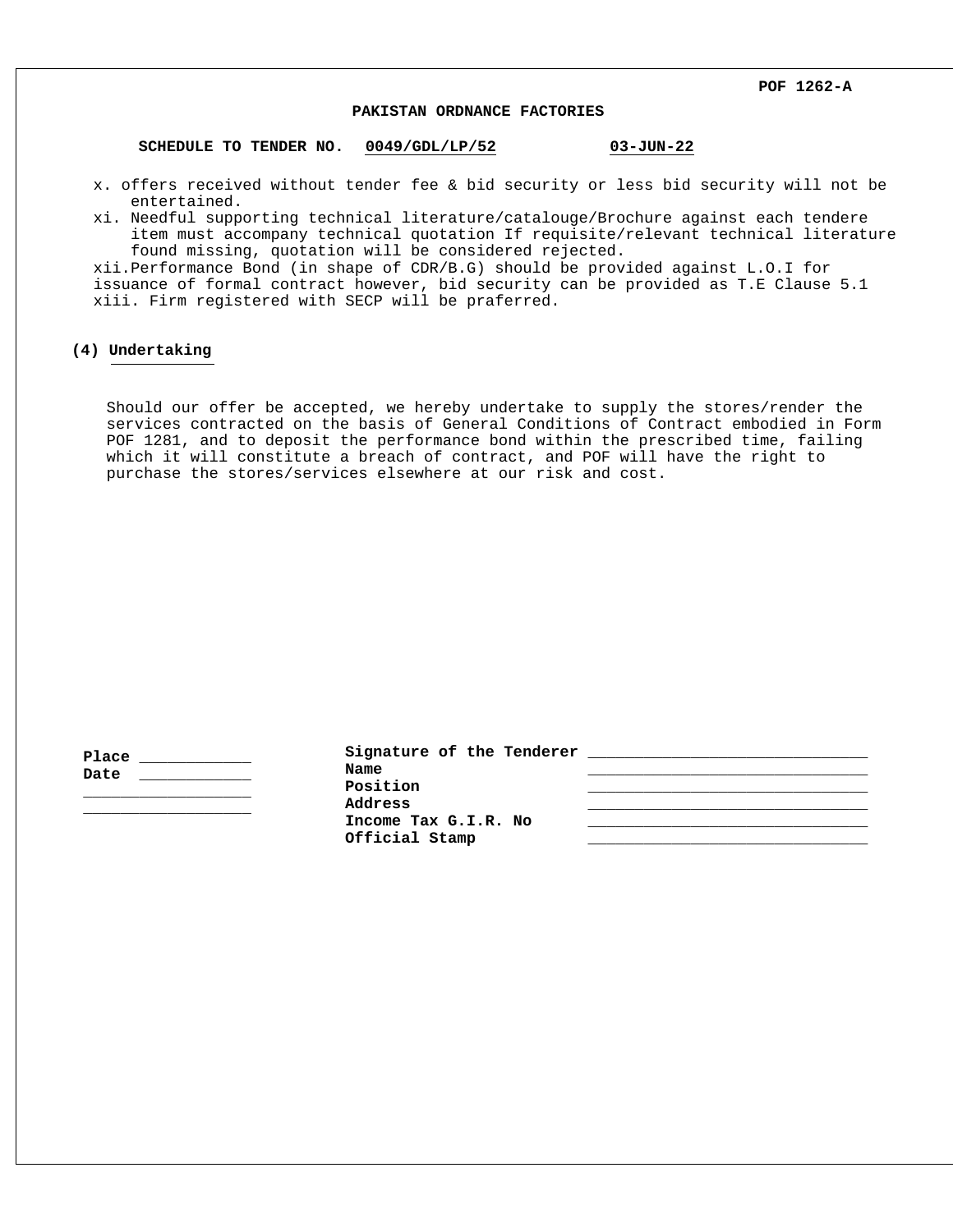POF 1262-A

**PAKISTAN ORDNANCE FACTORIES**

**SCHEDULE TO TENDER NO. 0049/GDL/LP/52 03-JUN-22**

x. offers received without tender fee & bid security or less bid security will not be entertained.

xi. Needful supporting technical literature/catalouge/Brochure against each tendere item must accompany technical quotation If requisite/relevant technical literature found missing, quotation will be considered rejected.

xii.Performance Bond (in shape of CDR/B.G) should be provided against L.O.I for issuance of formal contract however, bid security can be provided as T.E Clause 5.1

xiii. Firm registered with SECP will be praferred.

**(4) Undertaking**

Should our offer be accepted, we hereby undertake to supply the stores/render the services contracted on the basis of General Conditions of Contract embodied in Form POF 1281, and to deposit the performance bond within the prescribed time, failing which it will constitute a breach of contract, and POF will have the right to purchase the stores/services elsewhere at our risk and cost.

**Place** ____________
**Date** ____________
__________________
__________________

**Signature of the Tenderer** ______________________________
**Name** ______________________________
**Position** ______________________________
**Address** ______________________________
**Income Tax G.I.R. No** ______________________________
**Official Stamp** ______________________________